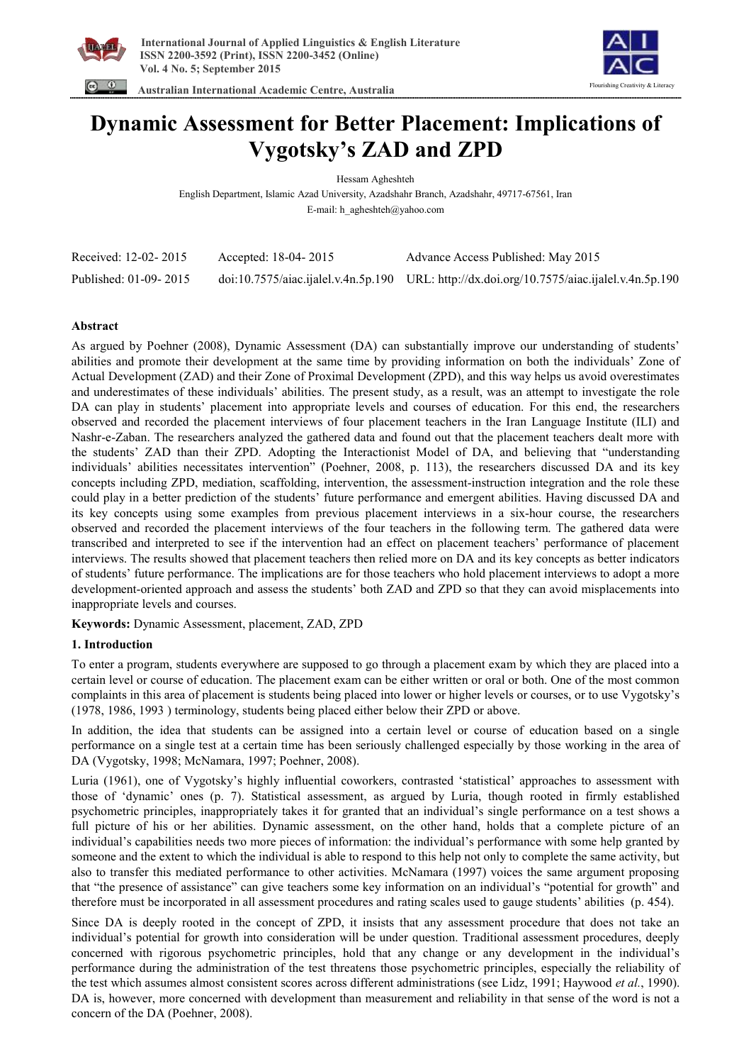# Dynamic Assessment for Better Placement: Implications of Vygotsky's ZAD and ZPD

Hessam Agheshteh

English Department, Islamic Azad University, Azadshahr Branch, Azadshahr, 49717-67561, Iran

E-mail: h_agheshteh@yahoo.com

| Received: 12-02- 2015 | Accepted: 18-04- 2015 | Advance Access Published: May 2015 |
|---|---|---|
| Published: 01-09- 2015 | doi:10.7575/aiac.ijalel.v.4n.5p.190 | URL: http://dx.doi.org/10.7575/aiac.ijalel.v.4n.5p.190 |

## Abstract

As argued by Poehner (2008), Dynamic Assessment (DA) can substantially improve our understanding of students' abilities and promote their development at the same time by providing information on both the individuals' Zone of Actual Development (ZAD) and their Zone of Proximal Development (ZPD), and this way helps us avoid overestimates and underestimates of these individuals' abilities. The present study, as a result, was an attempt to investigate the role DA can play in students' placement into appropriate levels and courses of education. For this end, the researchers observed and recorded the placement interviews of four placement teachers in the Iran Language Institute (ILI) and Nashr-e-Zaban. The researchers analyzed the gathered data and found out that the placement teachers dealt more with the students' ZAD than their ZPD. Adopting the Interactionist Model of DA, and believing that "understanding individuals' abilities necessitates intervention" (Poehner, 2008, p. 113), the researchers discussed DA and its key concepts including ZPD, mediation, scaffolding, intervention, the assessment-instruction integration and the role these could play in a better prediction of the students' future performance and emergent abilities. Having discussed DA and its key concepts using some examples from previous placement interviews in a six-hour course, the researchers observed and recorded the placement interviews of the four teachers in the following term. The gathered data were transcribed and interpreted to see if the intervention had an effect on placement teachers' performance of placement interviews. The results showed that placement teachers then relied more on DA and its key concepts as better indicators of students' future performance. The implications are for those teachers who hold placement interviews to adopt a more development-oriented approach and assess the students' both ZAD and ZPD so that they can avoid misplacements into inappropriate levels and courses.

**Keywords:** Dynamic Assessment, placement, ZAD, ZPD

## 1. Introduction

To enter a program, students everywhere are supposed to go through a placement exam by which they are placed into a certain level or course of education. The placement exam can be either written or oral or both. One of the most common complaints in this area of placement is students being placed into lower or higher levels or courses, or to use Vygotsky's (1978, 1986, 1993 ) terminology, students being placed either below their ZPD or above.

In addition, the idea that students can be assigned into a certain level or course of education based on a single performance on a single test at a certain time has been seriously challenged especially by those working in the area of DA (Vygotsky, 1998; McNamara, 1997; Poehner, 2008).

Luria (1961), one of Vygotsky's highly influential coworkers, contrasted 'statistical' approaches to assessment with those of 'dynamic' ones (p. 7). Statistical assessment, as argued by Luria, though rooted in firmly established psychometric principles, inappropriately takes it for granted that an individual's single performance on a test shows a full picture of his or her abilities. Dynamic assessment, on the other hand, holds that a complete picture of an individual's capabilities needs two more pieces of information: the individual's performance with some help granted by someone and the extent to which the individual is able to respond to this help not only to complete the same activity, but also to transfer this mediated performance to other activities. McNamara (1997) voices the same argument proposing that "the presence of assistance" can give teachers some key information on an individual's "potential for growth" and therefore must be incorporated in all assessment procedures and rating scales used to gauge students' abilities (p. 454).

Since DA is deeply rooted in the concept of ZPD, it insists that any assessment procedure that does not take an individual's potential for growth into consideration will be under question. Traditional assessment procedures, deeply concerned with rigorous psychometric principles, hold that any change or any development in the individual's performance during the administration of the test threatens those psychometric principles, especially the reliability of the test which assumes almost consistent scores across different administrations (see Lidz, 1991; Haywood *et al.*, 1990). DA is, however, more concerned with development than measurement and reliability in that sense of the word is not a concern of the DA (Poehner, 2008).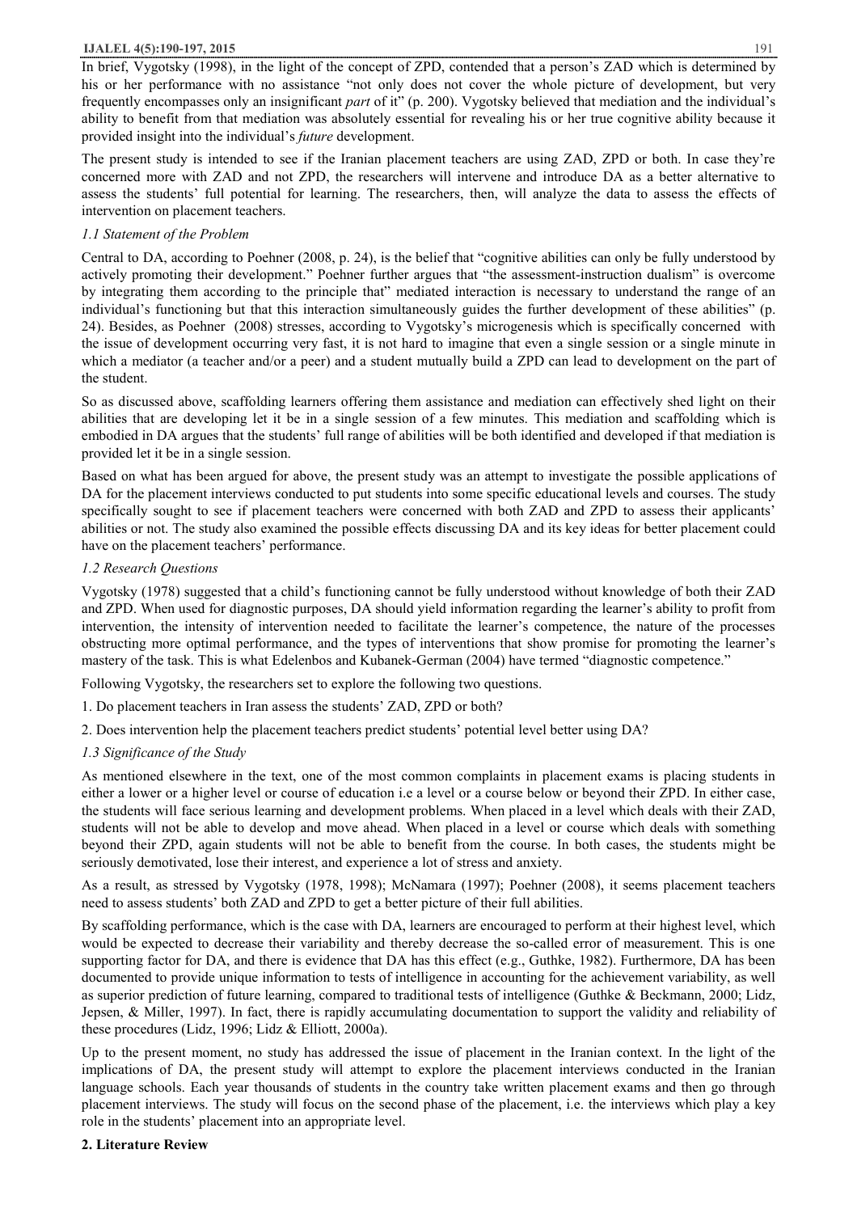In brief, Vygotsky (1998), in the light of the concept of ZPD, contended that a person's ZAD which is determined by his or her performance with no assistance "not only does not cover the whole picture of development, but very frequently encompasses only an insignificant *part* of it" (p. 200). Vygotsky believed that mediation and the individual's ability to benefit from that mediation was absolutely essential for revealing his or her true cognitive ability because it provided insight into the individual's *future* development.

The present study is intended to see if the Iranian placement teachers are using ZAD, ZPD or both. In case they're concerned more with ZAD and not ZPD, the researchers will intervene and introduce DA as a better alternative to assess the students' full potential for learning. The researchers, then, will analyze the data to assess the effects of intervention on placement teachers.

### *1.1 Statement of the Problem*

Central to DA, according to Poehner (2008, p. 24), is the belief that "cognitive abilities can only be fully understood by actively promoting their development." Poehner further argues that "the assessment-instruction dualism" is overcome by integrating them according to the principle that" mediated interaction is necessary to understand the range of an individual's functioning but that this interaction simultaneously guides the further development of these abilities" (p. 24). Besides, as Poehner (2008) stresses, according to Vygotsky's microgenesis which is specifically concerned with the issue of development occurring very fast, it is not hard to imagine that even a single session or a single minute in which a mediator (a teacher and/or a peer) and a student mutually build a ZPD can lead to development on the part of the student.

So as discussed above, scaffolding learners offering them assistance and mediation can effectively shed light on their abilities that are developing let it be in a single session of a few minutes. This mediation and scaffolding which is embodied in DA argues that the students' full range of abilities will be both identified and developed if that mediation is provided let it be in a single session.

Based on what has been argued for above, the present study was an attempt to investigate the possible applications of DA for the placement interviews conducted to put students into some specific educational levels and courses. The study specifically sought to see if placement teachers were concerned with both ZAD and ZPD to assess their applicants' abilities or not. The study also examined the possible effects discussing DA and its key ideas for better placement could have on the placement teachers' performance.

### *1.2 Research Questions*

Vygotsky (1978) suggested that a child's functioning cannot be fully understood without knowledge of both their ZAD and ZPD. When used for diagnostic purposes, DA should yield information regarding the learner's ability to profit from intervention, the intensity of intervention needed to facilitate the learner's competence, the nature of the processes obstructing more optimal performance, and the types of interventions that show promise for promoting the learner's mastery of the task. This is what Edelenbos and Kubanek-German (2004) have termed "diagnostic competence."

Following Vygotsky, the researchers set to explore the following two questions.

1. Do placement teachers in Iran assess the students' ZAD, ZPD or both?

2. Does intervention help the placement teachers predict students' potential level better using DA?

### *1.3 Significance of the Study*

As mentioned elsewhere in the text, one of the most common complaints in placement exams is placing students in either a lower or a higher level or course of education i.e a level or a course below or beyond their ZPD. In either case, the students will face serious learning and development problems. When placed in a level which deals with their ZAD, students will not be able to develop and move ahead. When placed in a level or course which deals with something beyond their ZPD, again students will not be able to benefit from the course. In both cases, the students might be seriously demotivated, lose their interest, and experience a lot of stress and anxiety.

As a result, as stressed by Vygotsky (1978, 1998); McNamara (1997); Poehner (2008), it seems placement teachers need to assess students' both ZAD and ZPD to get a better picture of their full abilities.

By scaffolding performance, which is the case with DA, learners are encouraged to perform at their highest level, which would be expected to decrease their variability and thereby decrease the so-called error of measurement. This is one supporting factor for DA, and there is evidence that DA has this effect (e.g., Guthke, 1982). Furthermore, DA has been documented to provide unique information to tests of intelligence in accounting for the achievement variability, as well as superior prediction of future learning, compared to traditional tests of intelligence (Guthke & Beckmann, 2000; Lidz, Jepsen, & Miller, 1997). In fact, there is rapidly accumulating documentation to support the validity and reliability of these procedures (Lidz, 1996; Lidz & Elliott, 2000a).

Up to the present moment, no study has addressed the issue of placement in the Iranian context. In the light of the implications of DA, the present study will attempt to explore the placement interviews conducted in the Iranian language schools. Each year thousands of students in the country take written placement exams and then go through placement interviews. The study will focus on the second phase of the placement, i.e. the interviews which play a key role in the students' placement into an appropriate level.

## 2. Literature Review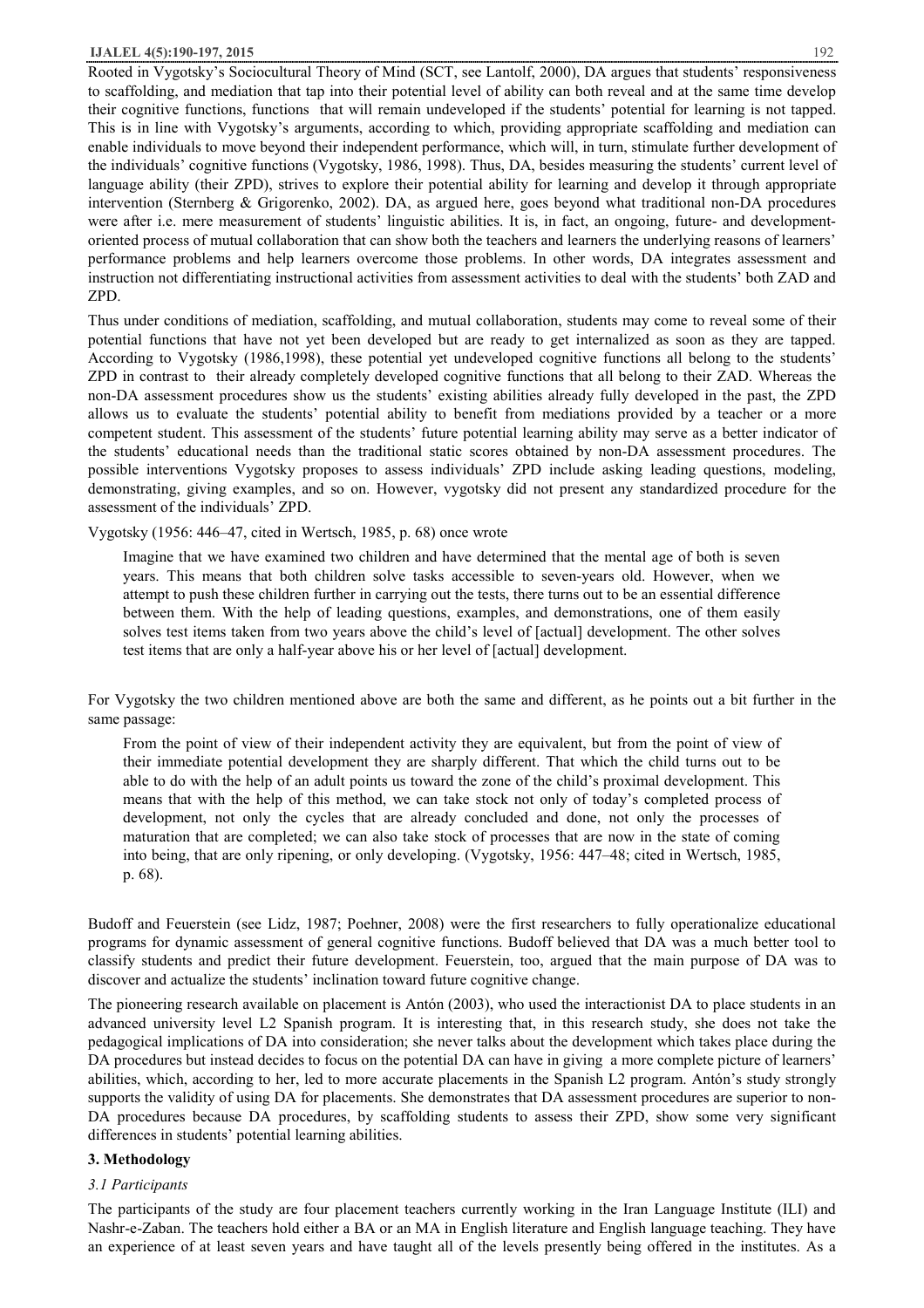Rooted in Vygotsky's Sociocultural Theory of Mind (SCT, see Lantolf, 2000), DA argues that students' responsiveness to scaffolding, and mediation that tap into their potential level of ability can both reveal and at the same time develop their cognitive functions, functions that will remain undeveloped if the students' potential for learning is not tapped. This is in line with Vygotsky's arguments, according to which, providing appropriate scaffolding and mediation can enable individuals to move beyond their independent performance, which will, in turn, stimulate further development of the individuals' cognitive functions (Vygotsky, 1986, 1998). Thus, DA, besides measuring the students' current level of language ability (their ZPD), strives to explore their potential ability for learning and develop it through appropriate intervention (Sternberg & Grigorenko, 2002). DA, as argued here, goes beyond what traditional non-DA procedures were after i.e. mere measurement of students' linguistic abilities. It is, in fact, an ongoing, future- and development-oriented process of mutual collaboration that can show both the teachers and learners the underlying reasons of learners' performance problems and help learners overcome those problems. In other words, DA integrates assessment and instruction not differentiating instructional activities from assessment activities to deal with the students' both ZAD and ZPD.

Thus under conditions of mediation, scaffolding, and mutual collaboration, students may come to reveal some of their potential functions that have not yet been developed but are ready to get internalized as soon as they are tapped. According to Vygotsky (1986,1998), these potential yet undeveloped cognitive functions all belong to the students' ZPD in contrast to their already completely developed cognitive functions that all belong to their ZAD. Whereas the non-DA assessment procedures show us the students' existing abilities already fully developed in the past, the ZPD allows us to evaluate the students' potential ability to benefit from mediations provided by a teacher or a more competent student. This assessment of the students' future potential learning ability may serve as a better indicator of the students' educational needs than the traditional static scores obtained by non-DA assessment procedures. The possible interventions Vygotsky proposes to assess individuals' ZPD include asking leading questions, modeling, demonstrating, giving examples, and so on. However, vygotsky did not present any standardized procedure for the assessment of the individuals' ZPD.

Vygotsky (1956: 446–47, cited in Wertsch, 1985, p. 68) once wrote

> Imagine that we have examined two children and have determined that the mental age of both is seven years. This means that both children solve tasks accessible to seven-years old. However, when we attempt to push these children further in carrying out the tests, there turns out to be an essential difference between them. With the help of leading questions, examples, and demonstrations, one of them easily solves test items taken from two years above the child's level of [actual] development. The other solves test items that are only a half-year above his or her level of [actual] development.

For Vygotsky the two children mentioned above are both the same and different, as he points out a bit further in the same passage:

> From the point of view of their independent activity they are equivalent, but from the point of view of their immediate potential development they are sharply different. That which the child turns out to be able to do with the help of an adult points us toward the zone of the child's proximal development. This means that with the help of this method, we can take stock not only of today's completed process of development, not only the cycles that are already concluded and done, not only the processes of maturation that are completed; we can also take stock of processes that are now in the state of coming into being, that are only ripening, or only developing. (Vygotsky, 1956: 447–48; cited in Wertsch, 1985, p. 68).

Budoff and Feuerstein (see Lidz, 1987; Poehner, 2008) were the first researchers to fully operationalize educational programs for dynamic assessment of general cognitive functions. Budoff believed that DA was a much better tool to classify students and predict their future development. Feuerstein, too, argued that the main purpose of DA was to discover and actualize the students' inclination toward future cognitive change.

The pioneering research available on placement is Antón (2003), who used the interactionist DA to place students in an advanced university level L2 Spanish program. It is interesting that, in this research study, she does not take the pedagogical implications of DA into consideration; she never talks about the development which takes place during the DA procedures but instead decides to focus on the potential DA can have in giving a more complete picture of learners' abilities, which, according to her, led to more accurate placements in the Spanish L2 program. Antón's study strongly supports the validity of using DA for placements. She demonstrates that DA assessment procedures are superior to non-DA procedures because DA procedures, by scaffolding students to assess their ZPD, show some very significant differences in students' potential learning abilities.

## 3. Methodology

### *3.1 Participants*

The participants of the study are four placement teachers currently working in the Iran Language Institute (ILI) and Nashr-e-Zaban. The teachers hold either a BA or an MA in English literature and English language teaching. They have an experience of at least seven years and have taught all of the levels presently being offered in the institutes. As a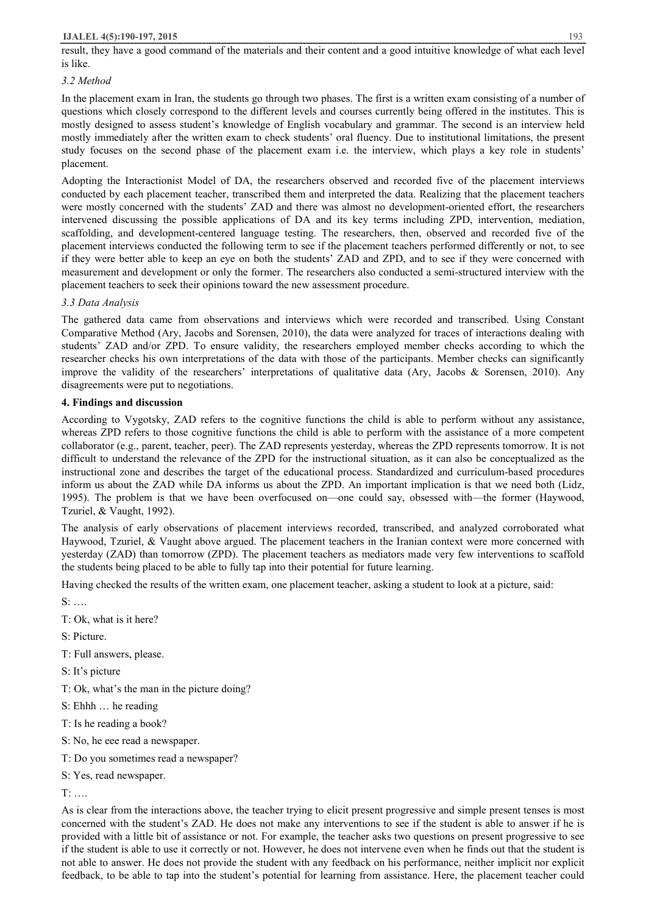result, they have a good command of the materials and their content and a good intuitive knowledge of what each level is like.

### *3.2 Method*

In the placement exam in Iran, the students go through two phases. The first is a written exam consisting of a number of questions which closely correspond to the different levels and courses currently being offered in the institutes. This is mostly designed to assess student's knowledge of English vocabulary and grammar. The second is an interview held mostly immediately after the written exam to check students' oral fluency. Due to institutional limitations, the present study focuses on the second phase of the placement exam i.e. the interview, which plays a key role in students' placement.

Adopting the Interactionist Model of DA, the researchers observed and recorded five of the placement interviews conducted by each placement teacher, transcribed them and interpreted the data. Realizing that the placement teachers were mostly concerned with the students' ZAD and there was almost no development-oriented effort, the researchers intervened discussing the possible applications of DA and its key terms including ZPD, intervention, mediation, scaffolding, and development-centered language testing. The researchers, then, observed and recorded five of the placement interviews conducted the following term to see if the placement teachers performed differently or not, to see if they were better able to keep an eye on both the students' ZAD and ZPD, and to see if they were concerned with measurement and development or only the former. The researchers also conducted a semi-structured interview with the placement teachers to seek their opinions toward the new assessment procedure.

### *3.3 Data Analysis*

The gathered data came from observations and interviews which were recorded and transcribed. Using Constant Comparative Method (Ary, Jacobs and Sorensen, 2010), the data were analyzed for traces of interactions dealing with students' ZAD and/or ZPD. To ensure validity, the researchers employed member checks according to which the researcher checks his own interpretations of the data with those of the participants. Member checks can significantly improve the validity of the researchers' interpretations of qualitative data (Ary, Jacobs & Sorensen, 2010). Any disagreements were put to negotiations.

## **4. Findings and discussion**

According to Vygotsky, ZAD refers to the cognitive functions the child is able to perform without any assistance, whereas ZPD refers to those cognitive functions the child is able to perform with the assistance of a more competent collaborator (e.g., parent, teacher, peer). The ZAD represents yesterday, whereas the ZPD represents tomorrow. It is not difficult to understand the relevance of the ZPD for the instructional situation, as it can also be conceptualized as the instructional zone and describes the target of the educational process. Standardized and curriculum-based procedures inform us about the ZAD while DA informs us about the ZPD. An important implication is that we need both (Lidz, 1995). The problem is that we have been overfocused on—one could say, obsessed with—the former (Haywood, Tzuriel, & Vaught, 1992).

The analysis of early observations of placement interviews recorded, transcribed, and analyzed corroborated what Haywood, Tzuriel, & Vaught above argued. The placement teachers in the Iranian context were more concerned with yesterday (ZAD) than tomorrow (ZPD). The placement teachers as mediators made very few interventions to scaffold the students being placed to be able to fully tap into their potential for future learning.

Having checked the results of the written exam, one placement teacher, asking a student to look at a picture, said:

S: ….

T: Ok, what is it here?

S: Picture.

T: Full answers, please.

S: It's picture

T: Ok, what's the man in the picture doing?

S: Ehhh … he reading

T: Is he reading a book?

S: No, he eee read a newspaper.

T: Do you sometimes read a newspaper?

S: Yes, read newspaper.

T: ….

As is clear from the interactions above, the teacher trying to elicit present progressive and simple present tenses is most concerned with the student's ZAD. He does not make any interventions to see if the student is able to answer if he is provided with a little bit of assistance or not. For example, the teacher asks two questions on present progressive to see if the student is able to use it correctly or not. However, he does not intervene even when he finds out that the student is not able to answer. He does not provide the student with any feedback on his performance, neither implicit nor explicit feedback, to be able to tap into the student's potential for learning from assistance. Here, the placement teacher could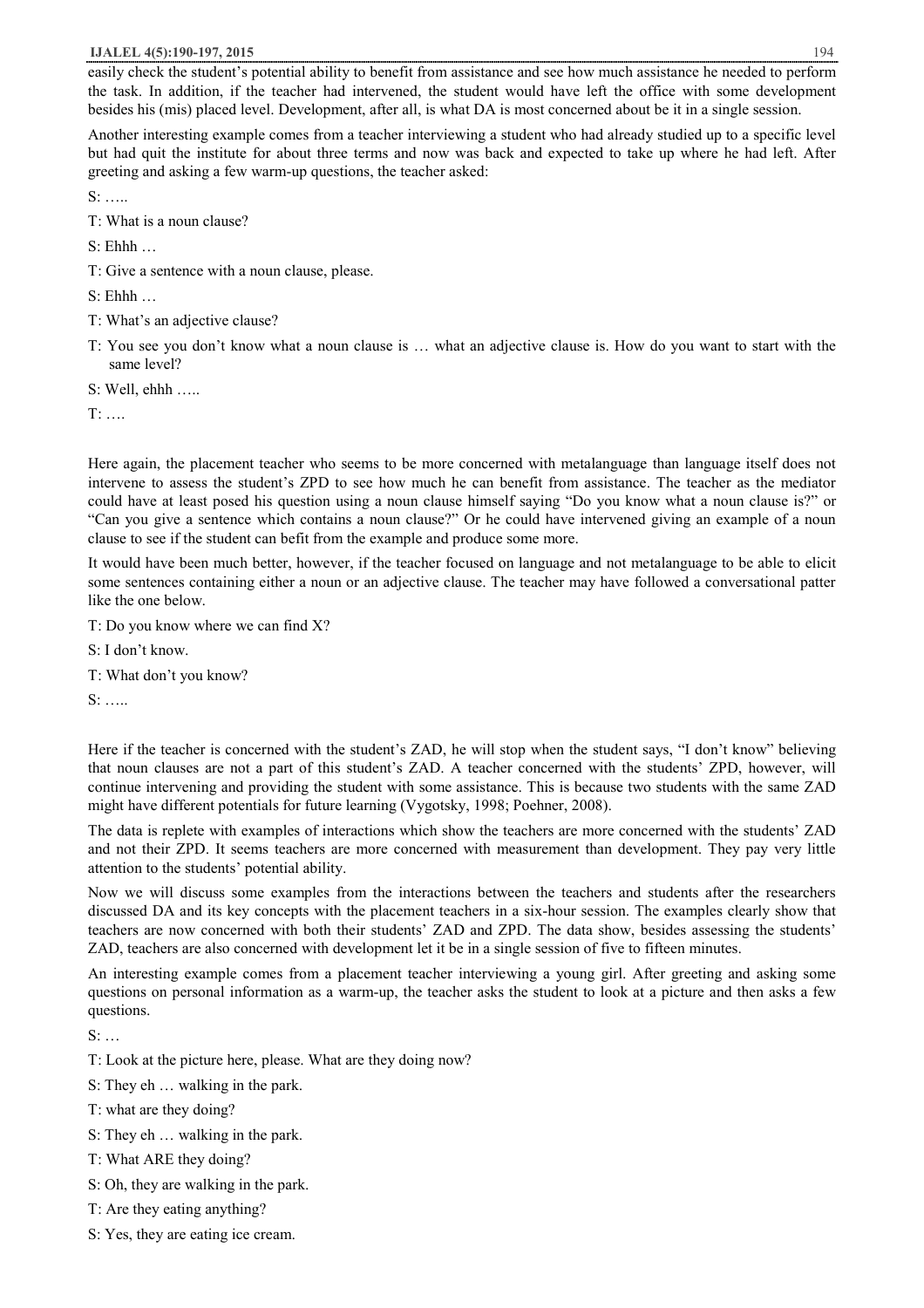easily check the student's potential ability to benefit from assistance and see how much assistance he needed to perform the task. In addition, if the teacher had intervened, the student would have left the office with some development besides his (mis) placed level. Development, after all, is what DA is most concerned about be it in a single session.

Another interesting example comes from a teacher interviewing a student who had already studied up to a specific level but had quit the institute for about three terms and now was back and expected to take up where he had left. After greeting and asking a few warm-up questions, the teacher asked:

S: …..

T: What is a noun clause?

S: Ehhh …

T: Give a sentence with a noun clause, please.

S: Ehhh …

T: What's an adjective clause?

T: You see you don't know what a noun clause is … what an adjective clause is. How do you want to start with the same level?

S: Well, ehhh …..

T: ….

Here again, the placement teacher who seems to be more concerned with metalanguage than language itself does not intervene to assess the student's ZPD to see how much he can benefit from assistance. The teacher as the mediator could have at least posed his question using a noun clause himself saying "Do you know what a noun clause is?" or "Can you give a sentence which contains a noun clause?" Or he could have intervened giving an example of a noun clause to see if the student can befit from the example and produce some more.

It would have been much better, however, if the teacher focused on language and not metalanguage to be able to elicit some sentences containing either a noun or an adjective clause. The teacher may have followed a conversational patter like the one below.

T: Do you know where we can find X?

S: I don't know.

T: What don't you know?

S: …..

Here if the teacher is concerned with the student's ZAD, he will stop when the student says, "I don't know" believing that noun clauses are not a part of this student's ZAD. A teacher concerned with the students' ZPD, however, will continue intervening and providing the student with some assistance. This is because two students with the same ZAD might have different potentials for future learning (Vygotsky, 1998; Poehner, 2008).

The data is replete with examples of interactions which show the teachers are more concerned with the students' ZAD and not their ZPD. It seems teachers are more concerned with measurement than development. They pay very little attention to the students' potential ability.

Now we will discuss some examples from the interactions between the teachers and students after the researchers discussed DA and its key concepts with the placement teachers in a six-hour session. The examples clearly show that teachers are now concerned with both their students' ZAD and ZPD. The data show, besides assessing the students' ZAD, teachers are also concerned with development let it be in a single session of five to fifteen minutes.

An interesting example comes from a placement teacher interviewing a young girl. After greeting and asking some questions on personal information as a warm-up, the teacher asks the student to look at a picture and then asks a few questions.

S: …

T: Look at the picture here, please. What are they doing now?

S: They eh … walking in the park.

T: what are they doing?

S: They eh … walking in the park.

T: What ARE they doing?

S: Oh, they are walking in the park.

T: Are they eating anything?

S: Yes, they are eating ice cream.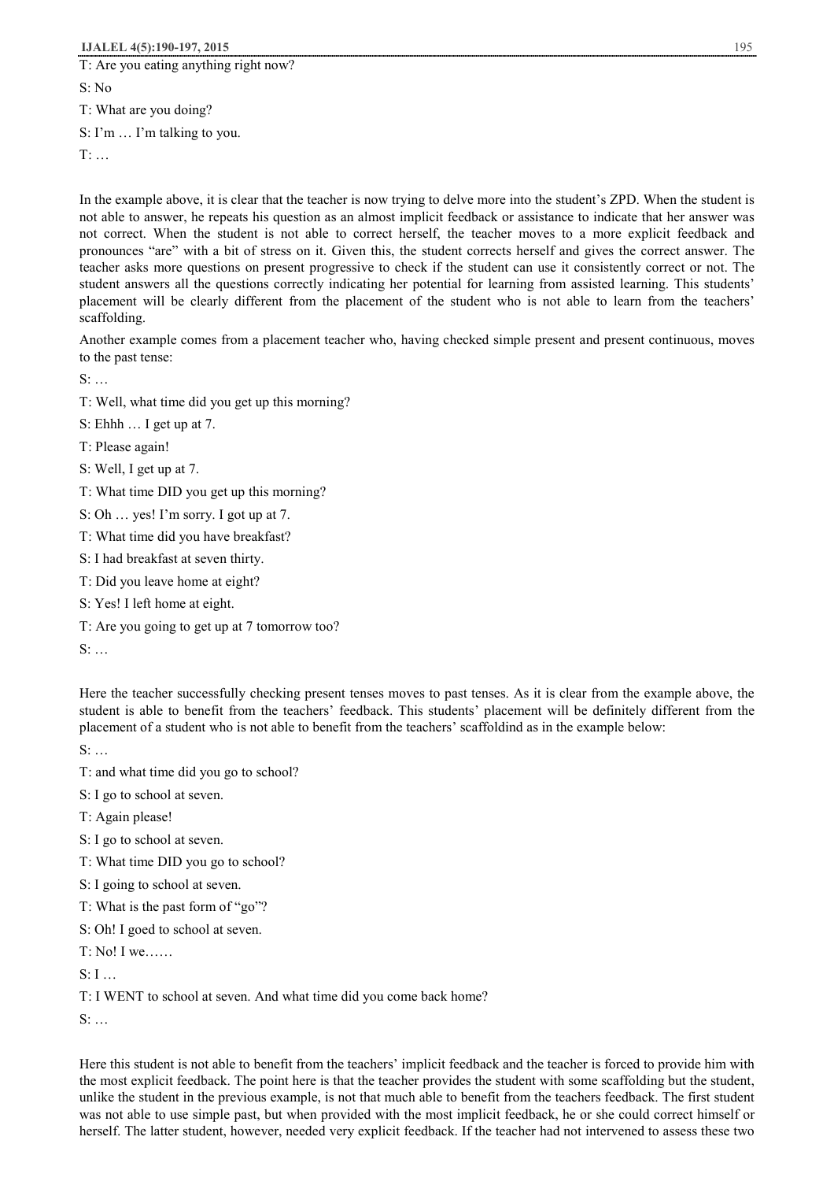T: Are you eating anything right now?

S: No

T: What are you doing?

S: I'm … I'm talking to you.

T: …

In the example above, it is clear that the teacher is now trying to delve more into the student's ZPD. When the student is not able to answer, he repeats his question as an almost implicit feedback or assistance to indicate that her answer was not correct. When the student is not able to correct herself, the teacher moves to a more explicit feedback and pronounces "are" with a bit of stress on it. Given this, the student corrects herself and gives the correct answer. The teacher asks more questions on present progressive to check if the student can use it consistently correct or not. The student answers all the questions correctly indicating her potential for learning from assisted learning. This students' placement will be clearly different from the placement of the student who is not able to learn from the teachers' scaffolding.

Another example comes from a placement teacher who, having checked simple present and present continuous, moves to the past tense:

S: …

T: Well, what time did you get up this morning?

S: Ehhh … I get up at 7.

T: Please again!

S: Well, I get up at 7.

T: What time DID you get up this morning?

S: Oh … yes! I'm sorry. I got up at 7.

T: What time did you have breakfast?

S: I had breakfast at seven thirty.

T: Did you leave home at eight?

S: Yes! I left home at eight.

T: Are you going to get up at 7 tomorrow too?

S: …

Here the teacher successfully checking present tenses moves to past tenses. As it is clear from the example above, the student is able to benefit from the teachers' feedback. This students' placement will be definitely different from the placement of a student who is not able to benefit from the teachers' scaffoldind as in the example below:

S: …

T: and what time did you go to school?

S: I go to school at seven.

T: Again please!

S: I go to school at seven.

T: What time DID you go to school?

S: I going to school at seven.

T: What is the past form of "go"?

S: Oh! I goed to school at seven.

T: No! I we……

S: I …

T: I WENT to school at seven. And what time did you come back home?

S: …

Here this student is not able to benefit from the teachers' implicit feedback and the teacher is forced to provide him with the most explicit feedback. The point here is that the teacher provides the student with some scaffolding but the student, unlike the student in the previous example, is not that much able to benefit from the teachers feedback. The first student was not able to use simple past, but when provided with the most implicit feedback, he or she could correct himself or herself. The latter student, however, needed very explicit feedback. If the teacher had not intervened to assess these two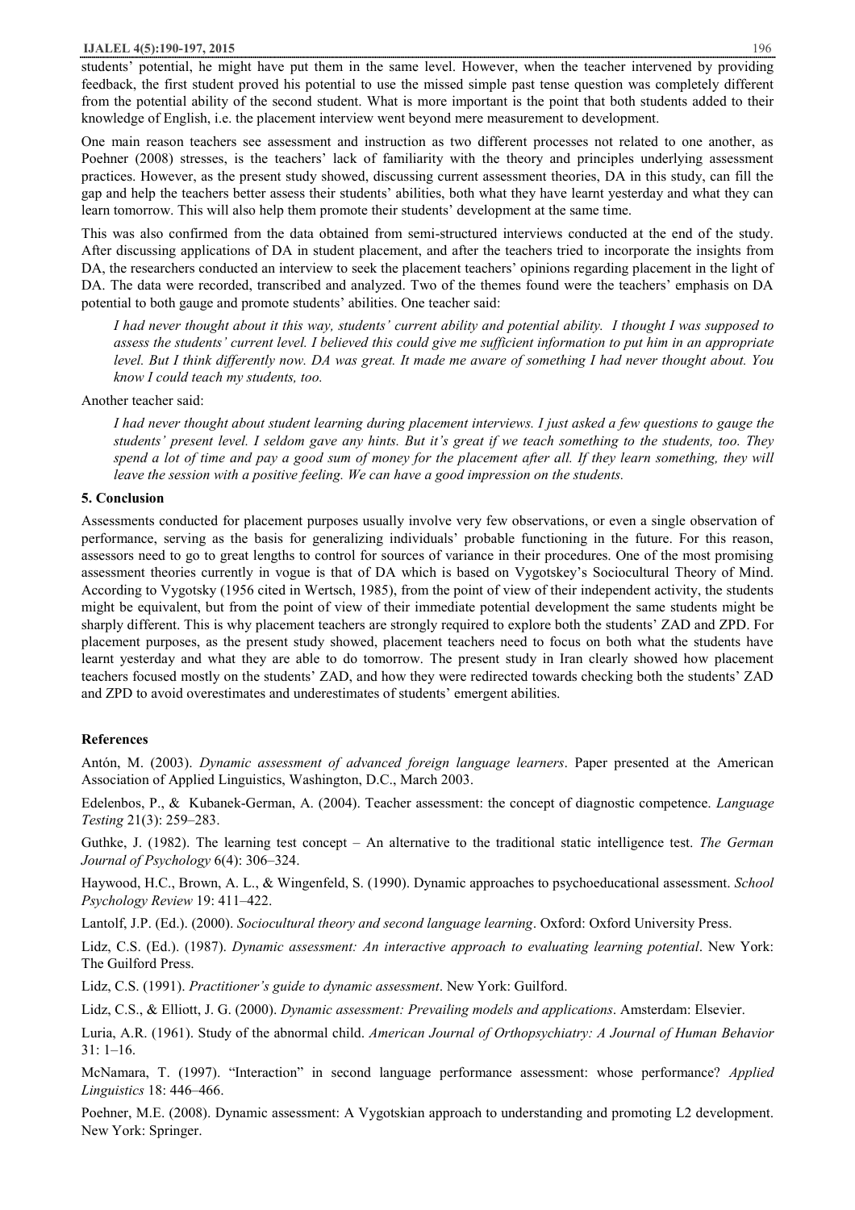students' potential, he might have put them in the same level. However, when the teacher intervened by providing feedback, the first student proved his potential to use the missed simple past tense question was completely different from the potential ability of the second student. What is more important is the point that both students added to their knowledge of English, i.e. the placement interview went beyond mere measurement to development.

One main reason teachers see assessment and instruction as two different processes not related to one another, as Poehner (2008) stresses, is the teachers' lack of familiarity with the theory and principles underlying assessment practices. However, as the present study showed, discussing current assessment theories, DA in this study, can fill the gap and help the teachers better assess their students' abilities, both what they have learnt yesterday and what they can learn tomorrow. This will also help them promote their students' development at the same time.

This was also confirmed from the data obtained from semi-structured interviews conducted at the end of the study. After discussing applications of DA in student placement, and after the teachers tried to incorporate the insights from DA, the researchers conducted an interview to seek the placement teachers' opinions regarding placement in the light of DA. The data were recorded, transcribed and analyzed. Two of the themes found were the teachers' emphasis on DA potential to both gauge and promote students' abilities. One teacher said:

> *I had never thought about it this way, students' current ability and potential ability. I thought I was supposed to assess the students' current level. I believed this could give me sufficient information to put him in an appropriate level. But I think differently now. DA was great. It made me aware of something I had never thought about. You know I could teach my students, too.*

Another teacher said:

> *I had never thought about student learning during placement interviews. I just asked a few questions to gauge the students' present level. I seldom gave any hints. But it's great if we teach something to the students, too. They spend a lot of time and pay a good sum of money for the placement after all. If they learn something, they will leave the session with a positive feeling. We can have a good impression on the students.*

## 5. Conclusion

Assessments conducted for placement purposes usually involve very few observations, or even a single observation of performance, serving as the basis for generalizing individuals' probable functioning in the future. For this reason, assessors need to go to great lengths to control for sources of variance in their procedures. One of the most promising assessment theories currently in vogue is that of DA which is based on Vygotskey's Sociocultural Theory of Mind. According to Vygotsky (1956 cited in Wertsch, 1985), from the point of view of their independent activity, the students might be equivalent, but from the point of view of their immediate potential development the same students might be sharply different. This is why placement teachers are strongly required to explore both the students' ZAD and ZPD. For placement purposes, as the present study showed, placement teachers need to focus on both what the students have learnt yesterday and what they are able to do tomorrow. The present study in Iran clearly showed how placement teachers focused mostly on the students' ZAD, and how they were redirected towards checking both the students' ZAD and ZPD to avoid overestimates and underestimates of students' emergent abilities.

## References

Antón, M. (2003). *Dynamic assessment of advanced foreign language learners*. Paper presented at the American Association of Applied Linguistics, Washington, D.C., March 2003.

Edelenbos, P., & Kubanek-German, A. (2004). Teacher assessment: the concept of diagnostic competence. *Language Testing* 21(3): 259–283.

Guthke, J. (1982). The learning test concept – An alternative to the traditional static intelligence test. *The German Journal of Psychology* 6(4): 306–324.

Haywood, H.C., Brown, A. L., & Wingenfeld, S. (1990). Dynamic approaches to psychoeducational assessment. *School Psychology Review* 19: 411–422.

Lantolf, J.P. (Ed.). (2000). *Sociocultural theory and second language learning*. Oxford: Oxford University Press.

Lidz, C.S. (Ed.). (1987). *Dynamic assessment: An interactive approach to evaluating learning potential*. New York: The Guilford Press.

Lidz, C.S. (1991). *Practitioner's guide to dynamic assessment*. New York: Guilford.

Lidz, C.S., & Elliott, J. G. (2000). *Dynamic assessment: Prevailing models and applications*. Amsterdam: Elsevier.

Luria, A.R. (1961). Study of the abnormal child. *American Journal of Orthopsychiatry: A Journal of Human Behavior* 31: 1–16.

McNamara, T. (1997). "Interaction" in second language performance assessment: whose performance? *Applied Linguistics* 18: 446–466.

Poehner, M.E. (2008). Dynamic assessment: A Vygotskian approach to understanding and promoting L2 development. New York: Springer.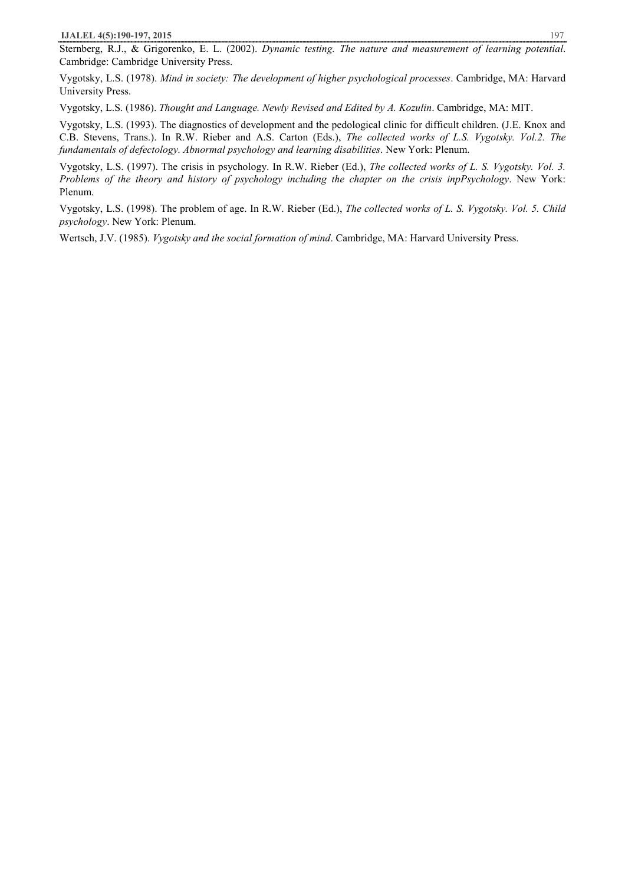Sternberg, R.J., & Grigorenko, E. L. (2002). *Dynamic testing. The nature and measurement of learning potential*. Cambridge: Cambridge University Press.

Vygotsky, L.S. (1978). *Mind in society: The development of higher psychological processes*. Cambridge, MA: Harvard University Press.

Vygotsky, L.S. (1986). *Thought and Language. Newly Revised and Edited by A. Kozulin*. Cambridge, MA: MIT.

Vygotsky, L.S. (1993). The diagnostics of development and the pedological clinic for difficult children. (J.E. Knox and C.B. Stevens, Trans.). In R.W. Rieber and A.S. Carton (Eds.), *The collected works of L.S. Vygotsky. Vol.2. The fundamentals of defectology. Abnormal psychology and learning disabilities*. New York: Plenum.

Vygotsky, L.S. (1997). The crisis in psychology. In R.W. Rieber (Ed.), *The collected works of L. S. Vygotsky. Vol. 3. Problems of the theory and history of psychology including the chapter on the crisis inpPsychology*. New York: Plenum.

Vygotsky, L.S. (1998). The problem of age. In R.W. Rieber (Ed.), *The collected works of L. S. Vygotsky. Vol. 5. Child psychology*. New York: Plenum.

Wertsch, J.V. (1985). *Vygotsky and the social formation of mind*. Cambridge, MA: Harvard University Press.